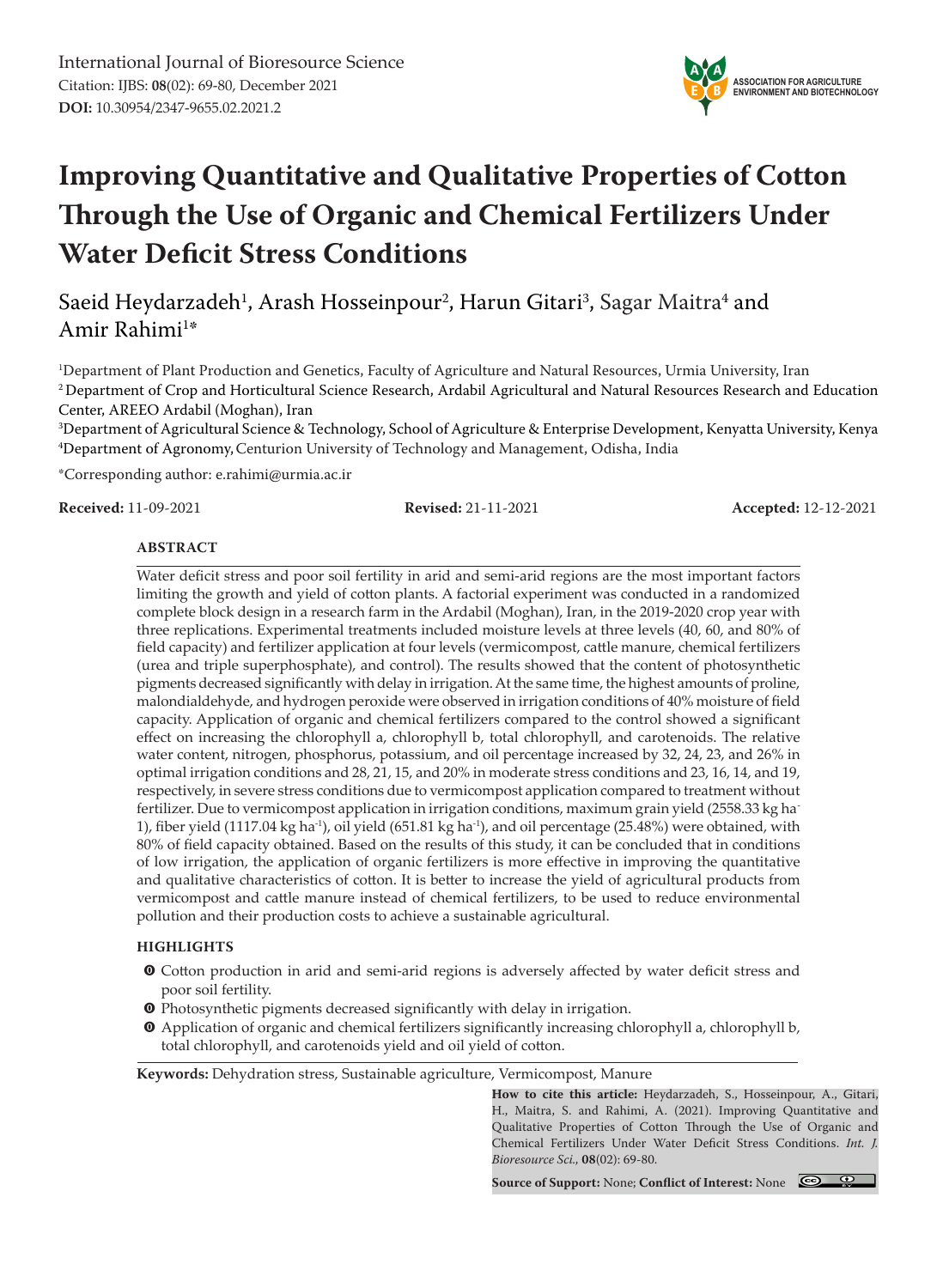International Journal of Bioresource Science
Citation: IJBS: **08**(02): 69-80, December 2021
**DOI:** 10.30954/2347-9655.02.2021.2

# Improving Quantitative and Qualitative Properties of Cotton Through the Use of Organic and Chemical Fertilizers Under Water Deficit Stress Conditions

Saeid Heydarzadeh[1], Arash Hosseinpour[2], Harun Gitari[3], Sagar Maitra[4] and Amir Rahimi[1]*

[1]Department of Plant Production and Genetics, Faculty of Agriculture and Natural Resources, Urmia University, Iran
[2]Department of Crop and Horticultural Science Research, Ardabil Agricultural and Natural Resources Research and Education Center, AREEO Ardabil (Moghan), Iran
[3]Department of Agricultural Science & Technology, School of Agriculture & Enterprise Development, Kenyatta University, Kenya
[4]Department of Agronomy, Centurion University of Technology and Management, Odisha, India

*Corresponding author: e.rahimi@urmia.ac.ir

**Received:** 11-09-2021 **Revised:** 21-11-2021 **Accepted:** 12-12-2021

## ABSTRACT

Water deficit stress and poor soil fertility in arid and semi-arid regions are the most important factors limiting the growth and yield of cotton plants. A factorial experiment was conducted in a randomized complete block design in a research farm in the Ardabil (Moghan), Iran, in the 2019-2020 crop year with three replications. Experimental treatments included moisture levels at three levels (40, 60, and 80% of field capacity) and fertilizer application at four levels (vermicompost, cattle manure, chemical fertilizers (urea and triple superphosphate), and control). The results showed that the content of photosynthetic pigments decreased significantly with delay in irrigation. At the same time, the highest amounts of proline, malondialdehyde, and hydrogen peroxide were observed in irrigation conditions of 40% moisture of field capacity. Application of organic and chemical fertilizers compared to the control showed a significant effect on increasing the chlorophyll a, chlorophyll b, total chlorophyll, and carotenoids. The relative water content, nitrogen, phosphorus, potassium, and oil percentage increased by 32, 24, 23, and 26% in optimal irrigation conditions and 28, 21, 15, and 20% in moderate stress conditions and 23, 16, 14, and 19, respectively, in severe stress conditions due to vermicompost application compared to treatment without fertilizer. Due to vermicompost application in irrigation conditions, maximum grain yield (2558.33 kg $ha^{-1}$), fiber yield (1117.04 kg $ha^{-1}$), oil yield (651.81 kg $ha^{-1}$), and oil percentage (25.48%) were obtained, with 80% of field capacity obtained. Based on the results of this study, it can be concluded that in conditions of low irrigation, the application of organic fertilizers is more effective in improving the quantitative and qualitative characteristics of cotton. It is better to increase the yield of agricultural products from vermicompost and cattle manure instead of chemical fertilizers, to be used to reduce environmental pollution and their production costs to achieve a sustainable agricultural.

## HIGHLIGHTS

- Cotton production in arid and semi-arid regions is adversely affected by water deficit stress and poor soil fertility.
- Photosynthetic pigments decreased significantly with delay in irrigation.
- Application of organic and chemical fertilizers significantly increasing chlorophyll a, chlorophyll b, total chlorophyll, and carotenoids yield and oil yield of cotton.

**Keywords:** Dehydration stress, Sustainable agriculture, Vermicompost, Manure

**How to cite this article:** Heydarzadeh, S., Hosseinpour, A., Gitari, H., Maitra, S. and Rahimi, A. (2021). Improving Quantitative and Qualitative Properties of Cotton Through the Use of Organic and Chemical Fertilizers Under Water Deficit Stress Conditions. *Int. J. Bioresource Sci.*, **08**(02): 69-80.

**Source of Support:** None; **Conflict of Interest:** None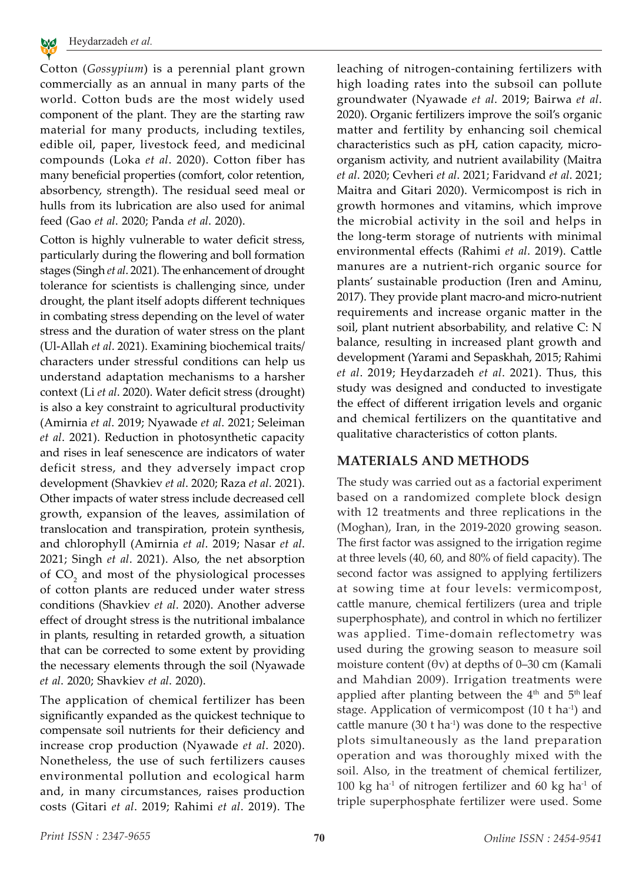Cotton (*Gossypium*) is a perennial plant grown commercially as an annual in many parts of the world. Cotton buds are the most widely used component of the plant. They are the starting raw material for many products, including textiles, edible oil, paper, livestock feed, and medicinal compounds (Loka *et al*. 2020). Cotton fiber has many beneficial properties (comfort, color retention, absorbency, strength). The residual seed meal or hulls from its lubrication are also used for animal feed (Gao *et al*. 2020; Panda *et al*. 2020).

Cotton is highly vulnerable to water deficit stress, particularly during the flowering and boll formation stages (Singh *et al*. 2021). The enhancement of drought tolerance for scientists is challenging since, under drought, the plant itself adopts different techniques in combating stress depending on the level of water stress and the duration of water stress on the plant (Ul-Allah *et al*. 2021). Examining biochemical traits/characters under stressful conditions can help us understand adaptation mechanisms to a harsher context (Li *et al*. 2020). Water deficit stress (drought) is also a key constraint to agricultural productivity (Amirnia *et al*. 2019; Nyawade *et al*. 2021; Seleiman *et al*. 2021). Reduction in photosynthetic capacity and rises in leaf senescence are indicators of water deficit stress, and they adversely impact crop development (Shavkiev *et al*. 2020; Raza *et al*. 2021). Other impacts of water stress include decreased cell growth, expansion of the leaves, assimilation of translocation and transpiration, protein synthesis, and chlorophyll (Amirnia *et al*. 2019; Nasar *et al*. 2021; Singh *et al*. 2021). Also, the net absorption of $CO_2$ and most of the physiological processes of cotton plants are reduced under water stress conditions (Shavkiev *et al*. 2020). Another adverse effect of drought stress is the nutritional imbalance in plants, resulting in retarded growth, a situation that can be corrected to some extent by providing the necessary elements through the soil (Nyawade *et al*. 2020; Shavkiev *et al*. 2020).

The application of chemical fertilizer has been significantly expanded as the quickest technique to compensate soil nutrients for their deficiency and increase crop production (Nyawade *et al*. 2020). Nonetheless, the use of such fertilizers causes environmental pollution and ecological harm and, in many circumstances, raises production costs (Gitari *et al*. 2019; Rahimi *et al*. 2019). The leaching of nitrogen-containing fertilizers with high loading rates into the subsoil can pollute groundwater (Nyawade *et al*. 2019; Bairwa *et al*. 2020). Organic fertilizers improve the soil's organic matter and fertility by enhancing soil chemical characteristics such as pH, cation capacity, micro-organism activity, and nutrient availability (Maitra *et al*. 2020; Cevheri *et al*. 2021; Faridvand *et al*. 2021; Maitra and Gitari 2020). Vermicompost is rich in growth hormones and vitamins, which improve the microbial activity in the soil and helps in the long-term storage of nutrients with minimal environmental effects (Rahimi *et al*. 2019). Cattle manures are a nutrient-rich organic source for plants' sustainable production (Iren and Aminu, 2017). They provide plant macro-and micro-nutrient requirements and increase organic matter in the soil, plant nutrient absorbability, and relative C: N balance, resulting in increased plant growth and development (Yarami and Sepaskhah, 2015; Rahimi *et al*. 2019; Heydarzadeh *et al*. 2021). Thus, this study was designed and conducted to investigate the effect of different irrigation levels and organic and chemical fertilizers on the quantitative and qualitative characteristics of cotton plants.

## MATERIALS AND METHODS

The study was carried out as a factorial experiment based on a randomized complete block design with 12 treatments and three replications in the (Moghan), Iran, in the 2019-2020 growing season. The first factor was assigned to the irrigation regime at three levels (40, 60, and 80% of field capacity). The second factor was assigned to applying fertilizers at sowing time at four levels: vermicompost, cattle manure, chemical fertilizers (urea and triple superphosphate), and control in which no fertilizer was applied. Time-domain reflectometry was used during the growing season to measure soil moisture content ($\theta v$) at depths of 0–30 cm (Kamali and Mahdian 2009). Irrigation treatments were applied after planting between the $4^{th}$ and $5^{th}$ leaf stage. Application of vermicompost (10 t $ha^{-1}$) and cattle manure (30 t $ha^{-1}$) was done to the respective plots simultaneously as the land preparation operation and was thoroughly mixed with the soil. Also, in the treatment of chemical fertilizer, 100 kg $ha^{-1}$ of nitrogen fertilizer and 60 kg $ha^{-1}$ of triple superphosphate fertilizer were used. Some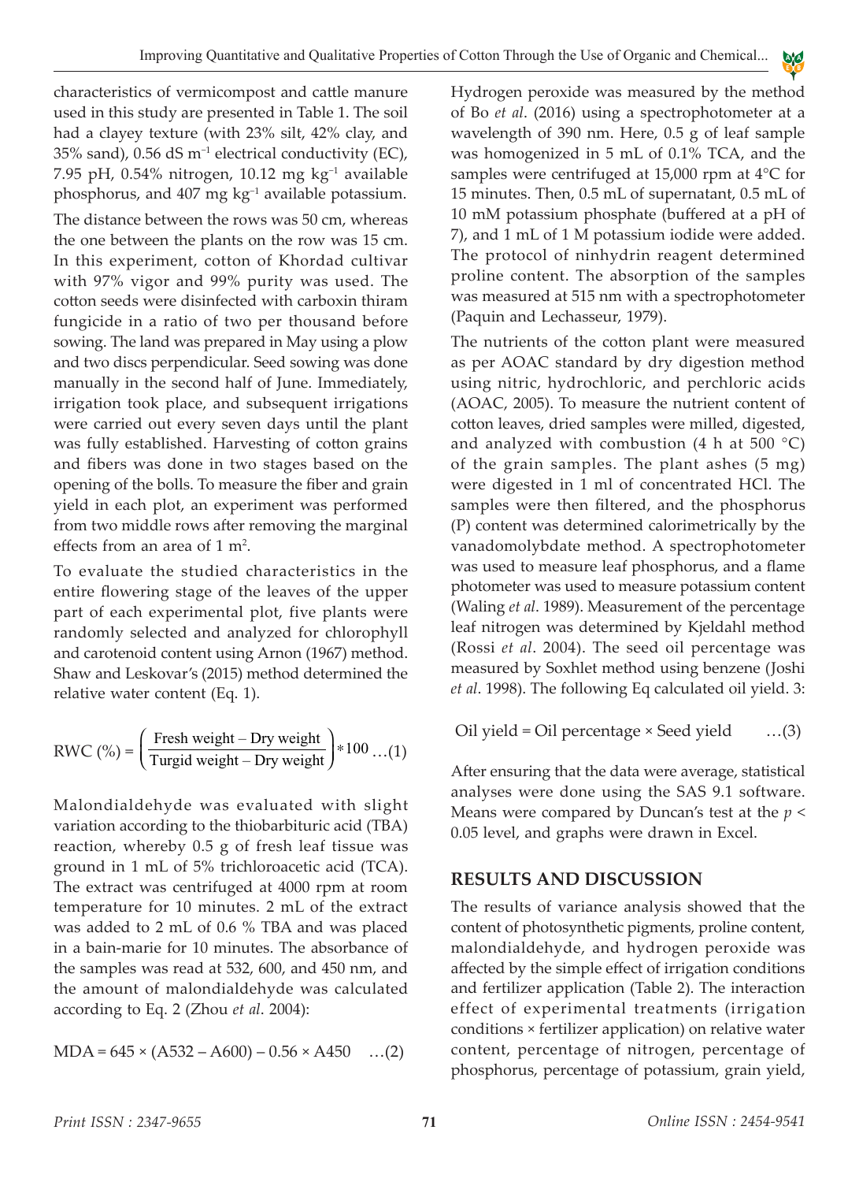characteristics of vermicompost and cattle manure used in this study are presented in Table 1. The soil had a clayey texture (with 23% silt, 42% clay, and 35% sand), 0.56 dS $m^{-1}$ electrical conductivity (EC), 7.95 pH, 0.54% nitrogen, 10.12 mg $kg^{-1}$ available phosphorus, and 407 mg $kg^{-1}$ available potassium.

The distance between the rows was 50 cm, whereas the one between the plants on the row was 15 cm. In this experiment, cotton of Khordad cultivar with 97% vigor and 99% purity was used. The cotton seeds were disinfected with carboxin thiram fungicide in a ratio of two per thousand before sowing. The land was prepared in May using a plow and two discs perpendicular. Seed sowing was done manually in the second half of June. Immediately, irrigation took place, and subsequent irrigations were carried out every seven days until the plant was fully established. Harvesting of cotton grains and fibers was done in two stages based on the opening of the bolls. To measure the fiber and grain yield in each plot, an experiment was performed from two middle rows after removing the marginal effects from an area of 1 $m^2$.

To evaluate the studied characteristics in the entire flowering stage of the leaves of the upper part of each experimental plot, five plants were randomly selected and analyzed for chlorophyll and carotenoid content using Arnon (1967) method. Shaw and Leskovar's (2015) method determined the relative water content (Eq. 1).

$$\text{RWC (\%)} = \left(\frac{\text{Fresh weight} - \text{Dry weight}}{\text{Turgid weight} - \text{Dry weight}}\right) * 100 \quad \ldots(1)$$

Malondialdehyde was evaluated with slight variation according to the thiobarbituric acid (TBA) reaction, whereby 0.5 g of fresh leaf tissue was ground in 1 mL of 5% trichloroacetic acid (TCA). The extract was centrifuged at 4000 rpm at room temperature for 10 minutes. 2 mL of the extract was added to 2 mL of 0.6 % TBA and was placed in a bain-marie for 10 minutes. The absorbance of the samples was read at 532, 600, and 450 nm, and the amount of malondialdehyde was calculated according to Eq. 2 (Zhou *et al*. 2004):

$$\text{MDA} = 645 \times (A532 - A600) - 0.56 \times A450 \quad \ldots(2)$$

Hydrogen peroxide was measured by the method of Bo *et al*. (2016) using a spectrophotometer at a wavelength of 390 nm. Here, 0.5 g of leaf sample was homogenized in 5 mL of 0.1% TCA, and the samples were centrifuged at 15,000 rpm at 4°C for 15 minutes. Then, 0.5 mL of supernatant, 0.5 mL of 10 mM potassium phosphate (buffered at a pH of 7), and 1 mL of 1 M potassium iodide were added. The protocol of ninhydrin reagent determined proline content. The absorption of the samples was measured at 515 nm with a spectrophotometer (Paquin and Lechasseur, 1979).

The nutrients of the cotton plant were measured as per AOAC standard by dry digestion method using nitric, hydrochloric, and perchloric acids (AOAC, 2005). To measure the nutrient content of cotton leaves, dried samples were milled, digested, and analyzed with combustion (4 h at 500 °C) of the grain samples. The plant ashes (5 mg) were digested in 1 ml of concentrated HCl. The samples were then filtered, and the phosphorus (P) content was determined calorimetrically by the vanadomolybdate method. A spectrophotometer was used to measure leaf phosphorus, and a flame photometer was used to measure potassium content (Waling *et al*. 1989). Measurement of the percentage leaf nitrogen was determined by Kjeldahl method (Rossi *et al*. 2004). The seed oil percentage was measured by Soxhlet method using benzene (Joshi *et al*. 1998). The following Eq calculated oil yield. 3:

$$\text{Oil yield} = \text{Oil percentage} \times \text{Seed yield} \quad \ldots(3)$$

After ensuring that the data were average, statistical analyses were done using the SAS 9.1 software. Means were compared by Duncan's test at the $p < 0.05$ level, and graphs were drawn in Excel.

## RESULTS AND DISCUSSION

The results of variance analysis showed that the content of photosynthetic pigments, proline content, malondialdehyde, and hydrogen peroxide was affected by the simple effect of irrigation conditions and fertilizer application (Table 2). The interaction effect of experimental treatments (irrigation conditions × fertilizer application) on relative water content, percentage of nitrogen, percentage of phosphorus, percentage of potassium, grain yield,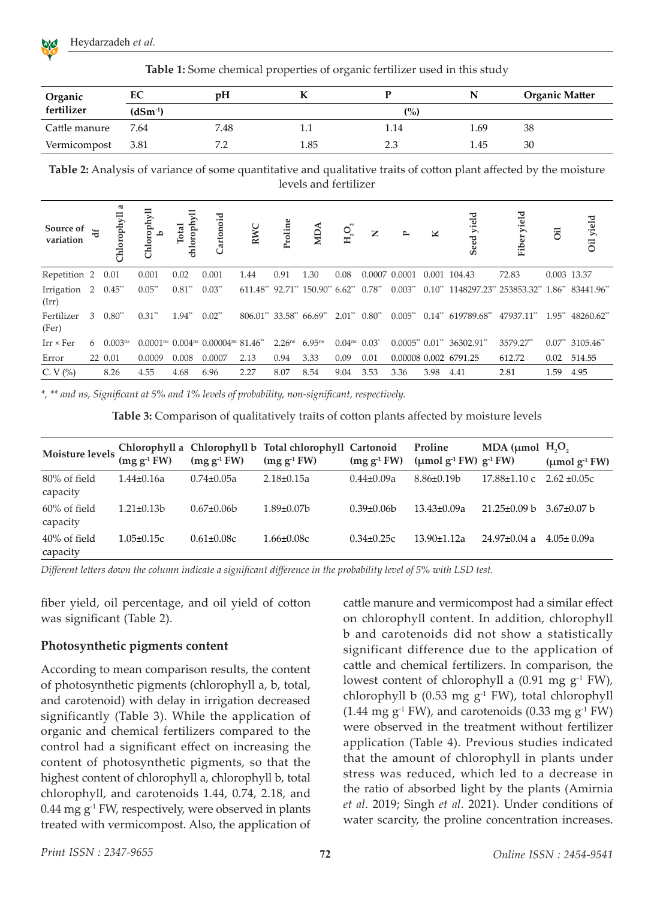**Table 1:** Some chemical properties of organic fertilizer used in this study

| Organic fertilizer | EC ($dSm^{-1}$) | pH | K | P | N | Organic Matter |
|---|---|---|---|---|---|---|
| | | | (%) | | | |
| Cattle manure | 7.64 | 7.48 | 1.1 | 1.14 | 1.69 | 38 |
| Vermicompost | 3.81 | 7.2 | 1.85 | 2.3 | 1.45 | 30 |

**Table 2:** Analysis of variance of some quantitative and qualitative traits of cotton plant affected by the moisture levels and fertilizer

| Source of variation | df | Chlorophyll a | Chlorophyll b | Total chlorophyll | Cartonoid | RWC | Proline | MDA | $H_2O_2$ | N | P | K | Seed yield | Fiber yield | Oil | Oil yield |
|---|---|---|---|---|---|---|---|---|---|---|---|---|---|---|---|---|
| Repetition | 2 | 0.01 | 0.001 | 0.02 | 0.001 | 1.44 | 0.91 | 1.30 | 0.08 | 0.0007 | 0.0001 | 0.001 | 104.43 | 72.83 | 0.003 | 13.37 |
| Irrigation (Irr) | 2 | 0.45** | 0.05** | 0.81** | 0.03** | 611.48** | 92.71** | 150.90** | 6.62** | 0.78** | 0.003** | 0.10** | 1148297.23** | 253853.32** | 1.86** | 83441.96** |
| Fertilizer (Fer) | 3 | 0.80** | 0.31** | 1.94** | 0.02** | 806.01** | 33.58** | 66.69** | 2.01** | 0.80** | 0.005** | 0.14** | 619789.68** | 47937.11** | 1.95** | 48260.62** |
| Irr × Fer | 6 | 0.003ns | 0.0001ns | 0.004ns | 0.00004ns | 81.46** | 2.26ns | 6.95ns | 0.04ns | 0.03* | 0.0005** | 0.01** | 36302.91** | 3579.27** | 0.07** | 3105.46** |
| Error | 22 | 0.01 | 0.0009 | 0.008 | 0.0007 | 2.13 | 0.94 | 3.33 | 0.09 | 0.01 | 0.00008 | 0.002 | 6791.25 | 612.72 | 0.02 | 514.55 |
| C. V (%) | | 8.26 | 4.55 | 4.68 | 6.96 | 2.27 | 8.07 | 8.54 | 9.04 | 3.53 | 3.36 | 3.98 | 4.41 | 2.81 | 1.59 | 4.95 |

*\*, \*\* and ns, Significant at 5% and 1% levels of probability, non-significant, respectively.*

**Table 3:** Comparison of qualitatively traits of cotton plants affected by moisture levels

| Moisture levels | Chlorophyll a ($mg\ g^{-1}$ FW) | Chlorophyll b ($mg\ g^{-1}$ FW) | Total chlorophyll ($mg\ g^{-1}$ FW) | Cartonoid ($mg\ g^{-1}$ FW) | Proline ($\mu mol\ g^{-1}$ FW) | MDA ($\mu mol\ g^{-1}$ FW) | $H_2O_2$ ($\mu mol\ g^{-1}$ FW) |
|---|---|---|---|---|---|---|---|
| 80% of field capacity | 1.44±0.16a | 0.74±0.05a | 2.18±0.15a | 0.44±0.09a | 8.86±0.19b | 17.88±1.10 c | 2.62 ±0.05c |
| 60% of field capacity | 1.21±0.13b | 0.67±0.06b | 1.89±0.07b | 0.39±0.06b | 13.43±0.09a | 21.25±0.09 b | 3.67±0.07 b |
| 40% of field capacity | 1.05±0.15c | 0.61±0.08c | 1.66±0.08c | 0.34±0.25c | 13.90±1.12a | 24.97±0.04 a | 4.05± 0.09a |

*Different letters down the column indicate a significant difference in the probability level of 5% with LSD test.*

fiber yield, oil percentage, and oil yield of cotton was significant (Table 2).

### Photosynthetic pigments content

According to mean comparison results, the content of photosynthetic pigments (chlorophyll a, b, total, and carotenoid) with delay in irrigation decreased significantly (Table 3). While the application of organic and chemical fertilizers compared to the control had a significant effect on increasing the content of photosynthetic pigments, so that the highest content of chlorophyll a, chlorophyll b, total chlorophyll, and carotenoids 1.44, 0.74, 2.18, and 0.44 $mg\ g^{-1}$ FW, respectively, were observed in plants treated with vermicompost. Also, the application of cattle manure and vermicompost had a similar effect on chlorophyll content. In addition, chlorophyll b and carotenoids did not show a statistically significant difference due to the application of cattle and chemical fertilizers. In comparison, the lowest content of chlorophyll a (0.91 $mg\ g^{-1}$ FW), chlorophyll b (0.53 $mg\ g^{-1}$ FW), total chlorophyll (1.44 $mg\ g^{-1}$ FW), and carotenoids (0.33 $mg\ g^{-1}$ FW) were observed in the treatment without fertilizer application (Table 4). Previous studies indicated that the amount of chlorophyll in plants under stress was reduced, which led to a decrease in the ratio of absorbed light by the plants (Amirnia *et al*. 2019; Singh *et al*. 2021). Under conditions of water scarcity, the proline concentration increases.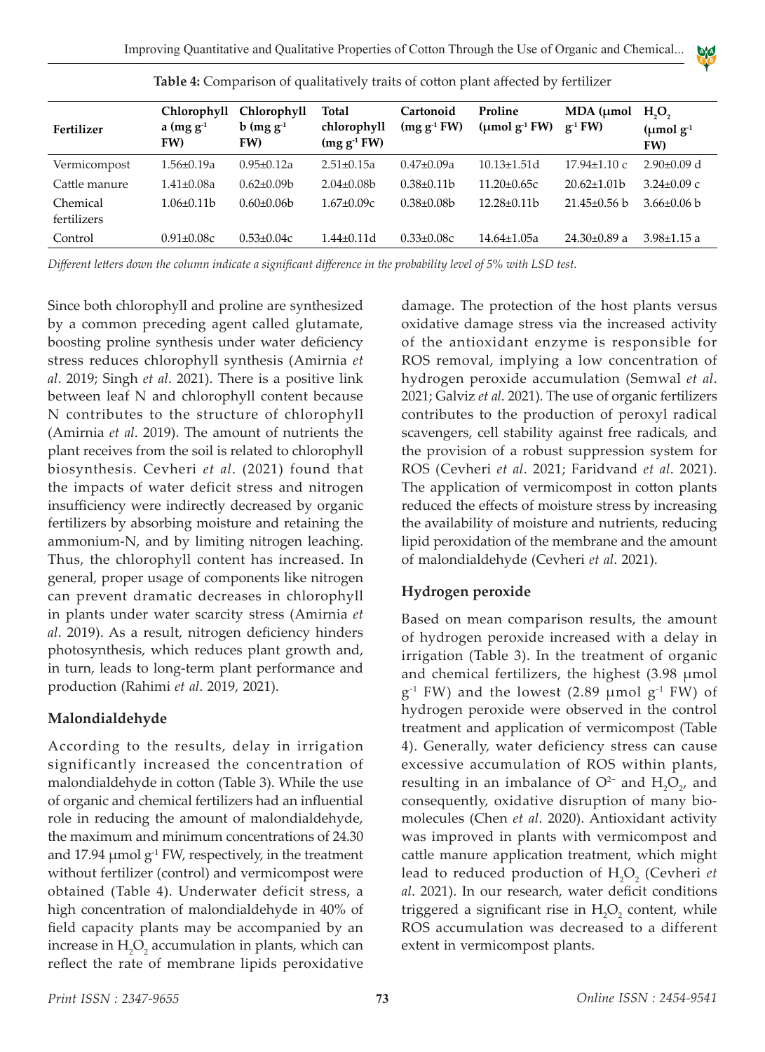**Table 4:** Comparison of qualitatively traits of cotton plant affected by fertilizer

| Fertilizer | Chlorophyll a (mg $g^{-1}$ FW) | Chlorophyll b (mg $g^{-1}$ FW) | Total chlorophyll (mg $g^{-1}$ FW) | Cartonoid (mg $g^{-1}$ FW) | Proline (µmol $g^{-1}$ FW) | MDA (µmol $g^{-1}$ FW) | $H_2O_2$ (µmol $g^{-1}$ FW) |
|---|---|---|---|---|---|---|---|
| Vermicompost | 1.56±0.19a | 0.95±0.12a | 2.51±0.15a | 0.47±0.09a | 10.13±1.51d | 17.94±1.10 c | 2.90±0.09 d |
| Cattle manure | 1.41±0.08a | 0.62±0.09b | 2.04±0.08b | 0.38±0.11b | 11.20±0.65c | 20.62±1.01b | 3.24±0.09 c |
| Chemical fertilizers | 1.06±0.11b | 0.60±0.06b | 1.67±0.09c | 0.38±0.08b | 12.28±0.11b | 21.45±0.56 b | 3.66±0.06 b |
| Control | 0.91±0.08c | 0.53±0.04c | 1.44±0.11d | 0.33±0.08c | 14.64±1.05a | 24.30±0.89 a | 3.98±1.15 a |

*Different letters down the column indicate a significant difference in the probability level of 5% with LSD test.*

Since both chlorophyll and proline are synthesized by a common preceding agent called glutamate, boosting proline synthesis under water deficiency stress reduces chlorophyll synthesis (Amirnia *et al*. 2019; Singh *et al*. 2021). There is a positive link between leaf N and chlorophyll content because N contributes to the structure of chlorophyll (Amirnia *et al*. 2019). The amount of nutrients the plant receives from the soil is related to chlorophyll biosynthesis. Cevheri *et al*. (2021) found that the impacts of water deficit stress and nitrogen insufficiency were indirectly decreased by organic fertilizers by absorbing moisture and retaining the ammonium-N, and by limiting nitrogen leaching. Thus, the chlorophyll content has increased. In general, proper usage of components like nitrogen can prevent dramatic decreases in chlorophyll in plants under water scarcity stress (Amirnia *et al*. 2019). As a result, nitrogen deficiency hinders photosynthesis, which reduces plant growth and, in turn, leads to long-term plant performance and production (Rahimi *et al*. 2019, 2021).

## Malondialdehyde

According to the results, delay in irrigation significantly increased the concentration of malondialdehyde in cotton (Table 3). While the use of organic and chemical fertilizers had an influential role in reducing the amount of malondialdehyde, the maximum and minimum concentrations of 24.30 and 17.94 µmol $g^{-1}$ FW, respectively, in the treatment without fertilizer (control) and vermicompost were obtained (Table 4). Underwater deficit stress, a high concentration of malondialdehyde in 40% of field capacity plants may be accompanied by an increase in $H_2O_2$ accumulation in plants, which can reflect the rate of membrane lipids peroxidative damage. The protection of the host plants versus oxidative damage stress via the increased activity of the antioxidant enzyme is responsible for ROS removal, implying a low concentration of hydrogen peroxide accumulation (Semwal *et al*. 2021; Galviz *et al*. 2021). The use of organic fertilizers contributes to the production of peroxyl radical scavengers, cell stability against free radicals, and the provision of a robust suppression system for ROS (Cevheri *et al*. 2021; Faridvand *et al*. 2021). The application of vermicompost in cotton plants reduced the effects of moisture stress by increasing the availability of moisture and nutrients, reducing lipid peroxidation of the membrane and the amount of malondialdehyde (Cevheri *et al*. 2021).

## Hydrogen peroxide

Based on mean comparison results, the amount of hydrogen peroxide increased with a delay in irrigation (Table 3). In the treatment of organic and chemical fertilizers, the highest (3.98 µmol $g^{-1}$ FW) and the lowest (2.89 µmol $g^{-1}$ FW) of hydrogen peroxide were observed in the control treatment and application of vermicompost (Table 4). Generally, water deficiency stress can cause excessive accumulation of ROS within plants, resulting in an imbalance of $O^{2-}$ and $H_2O_2$, and consequently, oxidative disruption of many bio-molecules (Chen *et al*. 2020). Antioxidant activity was improved in plants with vermicompost and cattle manure application treatment, which might lead to reduced production of $H_2O_2$ (Cevheri *et al*. 2021). In our research, water deficit conditions triggered a significant rise in $H_2O_2$ content, while ROS accumulation was decreased to a different extent in vermicompost plants.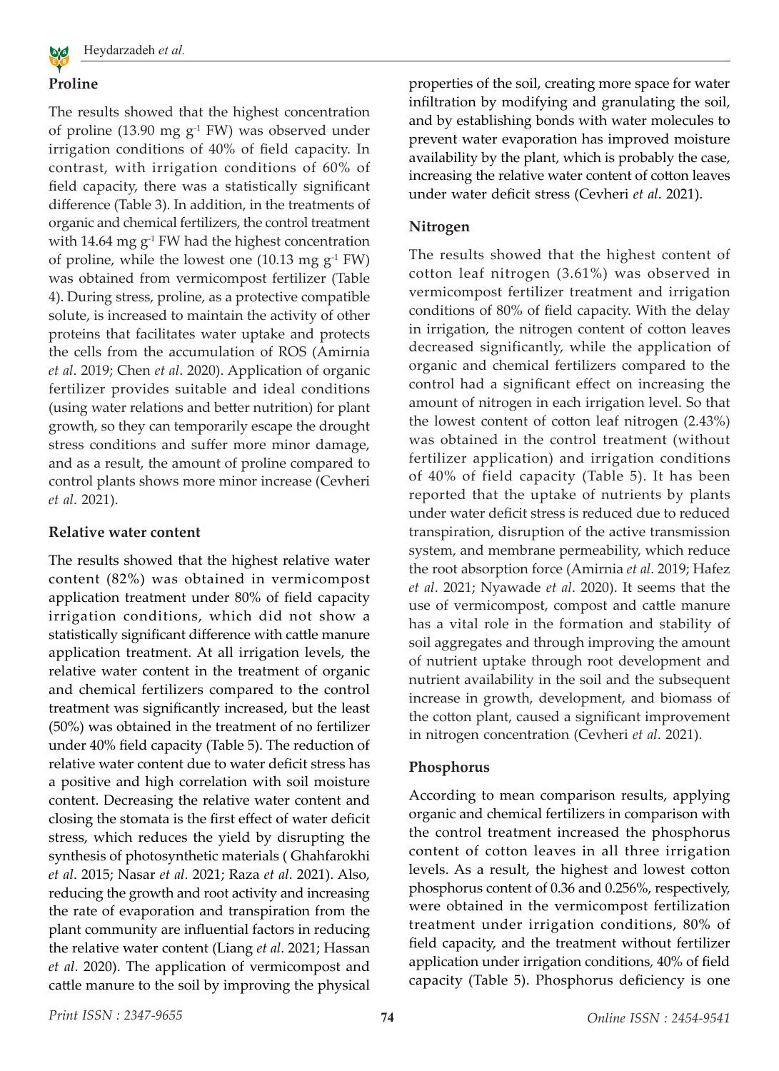## Proline

The results showed that the highest concentration of proline (13.90 mg $g^{-1}$ FW) was observed under irrigation conditions of 40% of field capacity. In contrast, with irrigation conditions of 60% of field capacity, there was a statistically significant difference (Table 3). In addition, in the treatments of organic and chemical fertilizers, the control treatment with 14.64 mg $g^{-1}$ FW had the highest concentration of proline, while the lowest one (10.13 mg $g^{-1}$ FW) was obtained from vermicompost fertilizer (Table 4). During stress, proline, as a protective compatible solute, is increased to maintain the activity of other proteins that facilitates water uptake and protects the cells from the accumulation of ROS (Amirnia *et al*. 2019; Chen *et al*. 2020). Application of organic fertilizer provides suitable and ideal conditions (using water relations and better nutrition) for plant growth, so they can temporarily escape the drought stress conditions and suffer more minor damage, and as a result, the amount of proline compared to control plants shows more minor increase (Cevheri *et al*. 2021).

## Relative water content

The results showed that the highest relative water content (82%) was obtained in vermicompost application treatment under 80% of field capacity irrigation conditions, which did not show a statistically significant difference with cattle manure application treatment. At all irrigation levels, the relative water content in the treatment of organic and chemical fertilizers compared to the control treatment was significantly increased, but the least (50%) was obtained in the treatment of no fertilizer under 40% field capacity (Table 5). The reduction of relative water content due to water deficit stress has a positive and high correlation with soil moisture content. Decreasing the relative water content and closing the stomata is the first effect of water deficit stress, which reduces the yield by disrupting the synthesis of photosynthetic materials ( Ghahfarokhi *et al*. 2015; Nasar *et al*. 2021; Raza *et al*. 2021). Also, reducing the growth and root activity and increasing the rate of evaporation and transpiration from the plant community are influential factors in reducing the relative water content (Liang *et al*. 2021; Hassan *et al*. 2020). The application of vermicompost and cattle manure to the soil by improving the physical properties of the soil, creating more space for water infiltration by modifying and granulating the soil, and by establishing bonds with water molecules to prevent water evaporation has improved moisture availability by the plant, which is probably the case, increasing the relative water content of cotton leaves under water deficit stress (Cevheri *et al*. 2021).

## Nitrogen

The results showed that the highest content of cotton leaf nitrogen (3.61%) was observed in vermicompost fertilizer treatment and irrigation conditions of 80% of field capacity. With the delay in irrigation, the nitrogen content of cotton leaves decreased significantly, while the application of organic and chemical fertilizers compared to the control had a significant effect on increasing the amount of nitrogen in each irrigation level. So that the lowest content of cotton leaf nitrogen (2.43%) was obtained in the control treatment (without fertilizer application) and irrigation conditions of 40% of field capacity (Table 5). It has been reported that the uptake of nutrients by plants under water deficit stress is reduced due to reduced transpiration, disruption of the active transmission system, and membrane permeability, which reduce the root absorption force (Amirnia *et al*. 2019; Hafez *et al*. 2021; Nyawade *et al*. 2020). It seems that the use of vermicompost, compost and cattle manure has a vital role in the formation and stability of soil aggregates and through improving the amount of nutrient uptake through root development and nutrient availability in the soil and the subsequent increase in growth, development, and biomass of the cotton plant, caused a significant improvement in nitrogen concentration (Cevheri *et al*. 2021).

## Phosphorus

According to mean comparison results, applying organic and chemical fertilizers in comparison with the control treatment increased the phosphorus content of cotton leaves in all three irrigation levels. As a result, the highest and lowest cotton phosphorus content of 0.36 and 0.256%, respectively, were obtained in the vermicompost fertilization treatment under irrigation conditions, 80% of field capacity, and the treatment without fertilizer application under irrigation conditions, 40% of field capacity (Table 5). Phosphorus deficiency is one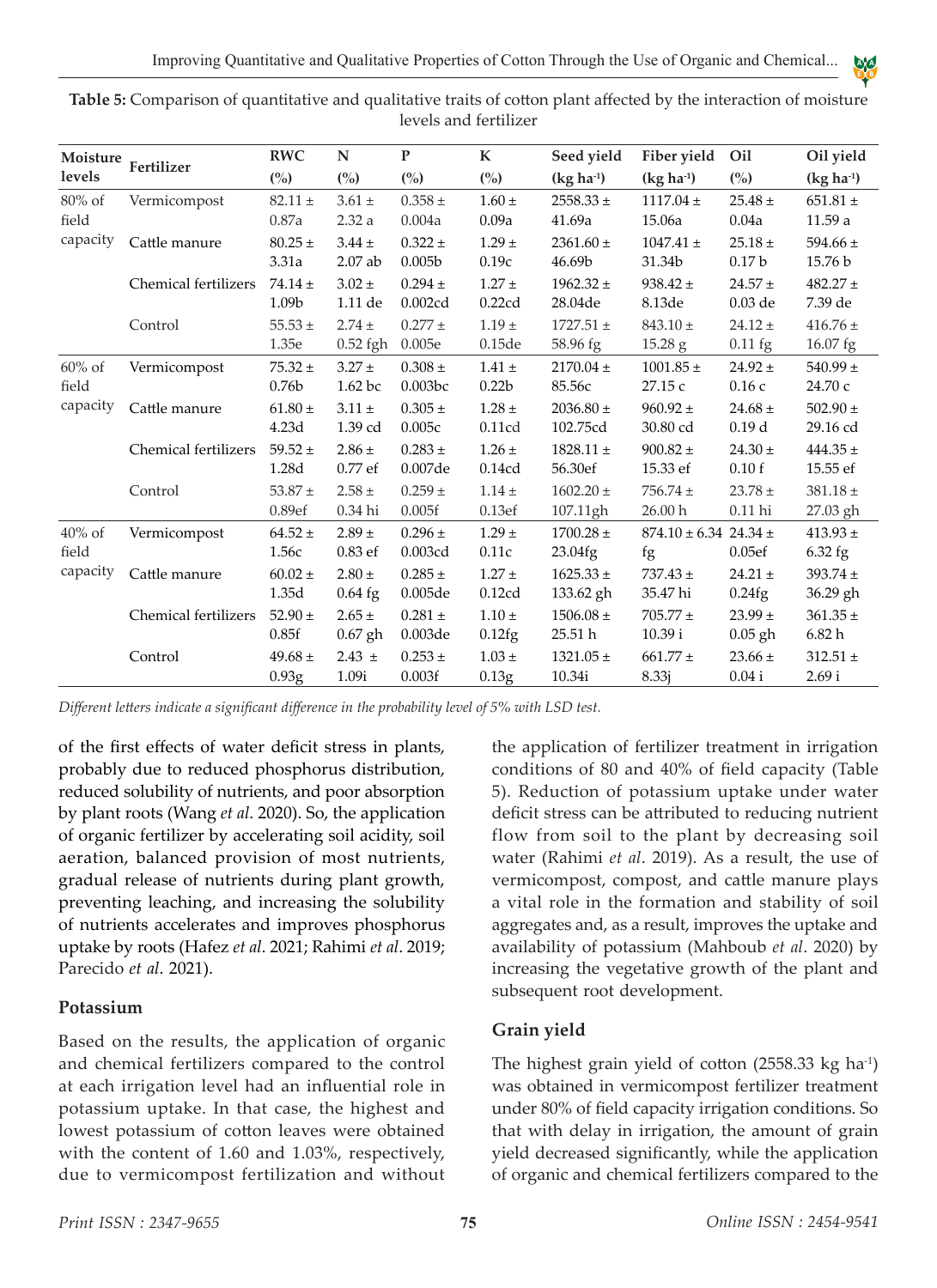**Table 5:** Comparison of quantitative and qualitative traits of cotton plant affected by the interaction of moisture levels and fertilizer

| Moisture levels | Fertilizer | RWC (%) | N (%) | P (%) | K (%) | Seed yield (kg ha$^{-1}$) | Fiber yield (kg ha$^{-1}$) | Oil (%) | Oil yield (kg ha$^{-1}$) |
|---|---|---|---|---|---|---|---|---|---|
| 80% of field capacity | Vermicompost | 82.11 ± 0.87a | 3.61 ± 2.32 a | 0.358 ± 0.004a | 1.60 ± 0.09a | 2558.33 ± 41.69a | 1117.04 ± 15.06a | 25.48 ± 0.04a | 651.81 ± 11.59 a |
| | Cattle manure | 80.25 ± 3.31a | 3.44 ± 2.07 ab | 0.322 ± 0.005b | 1.29 ± 0.19c | 2361.60 ± 46.69b | 1047.41 ± 31.34b | 25.18 ± 0.17 b | 594.66 ± 15.76 b |
| | Chemical fertilizers | 74.14 ± 1.09b | 3.02 ± 1.11 de | 0.294 ± 0.002cd | 1.27 ± 0.22cd | 1962.32 ± 28.04de | 938.42 ± 8.13de | 24.57 ± 0.03 de | 482.27 ± 7.39 de |
| | Control | 55.53 ± 1.35e | 2.74 ± 0.52 fgh | 0.277 ± 0.005e | 1.19 ± 0.15de | 1727.51 ± 58.96 fg | 843.10 ± 15.28 g | 24.12 ± 0.11 fg | 416.76 ± 16.07 fg |
| 60% of field capacity | Vermicompost | 75.32 ± 0.76b | 3.27 ± 1.62 bc | 0.308 ± 0.003bc | 1.41 ± 0.22b | 2170.04 ± 85.56c | 1001.85 ± 27.15 c | 24.92 ± 0.16 c | 540.99 ± 24.70 c |
| | Cattle manure | 61.80 ± 4.23d | 3.11 ± 1.39 cd | 0.305 ± 0.005c | 1.28 ± 0.11cd | 2036.80 ± 102.75cd | 960.92 ± 30.80 cd | 24.68 ± 0.19 d | 502.90 ± 29.16 cd |
| | Chemical fertilizers | 59.52 ± 1.28d | 2.86 ± 0.77 ef | 0.283 ± 0.007de | 1.26 ± 0.14cd | 1828.11 ± 56.30ef | 900.82 ± 15.33 ef | 24.30 ± 0.10 f | 444.35 ± 15.55 ef |
| | Control | 53.87 ± 0.89ef | 2.58 ± 0.34 hi | 0.259 ± 0.005f | 1.14 ± 0.13ef | 1602.20 ± 107.11gh | 756.74 ± 26.00 h | 23.78 ± 0.11 hi | 381.18 ± 27.03 gh |
| 40% of field capacity | Vermicompost | 64.52 ± 1.56c | 2.89 ± 0.83 ef | 0.296 ± 0.003cd | 1.29 ± 0.11c | 1700.28 ± 23.04fg | 874.10 ± 6.34 fg | 24.34 ± 0.05ef | 413.93 ± 6.32 fg |
| | Cattle manure | 60.02 ± 1.35d | 2.80 ± 0.64 fg | 0.285 ± 0.005de | 1.27 ± 0.12cd | 1625.33 ± 133.62 gh | 737.43 ± 35.47 hi | 24.21 ± 0.24fg | 393.74 ± 36.29 gh |
| | Chemical fertilizers | 52.90 ± 0.85f | 2.65 ± 0.67 gh | 0.281 ± 0.003de | 1.10 ± 0.12fg | 1506.08 ± 25.51 h | 705.77 ± 10.39 i | 23.99 ± 0.05 gh | 361.35 ± 6.82 h |
| | Control | 49.68 ± 0.93g | 2.43 ± 1.09i | 0.253 ± 0.003f | 1.03 ± 0.13g | 1321.05 ± 10.34i | 661.77 ± 8.33j | 23.66 ± 0.04 i | 312.51 ± 2.69 i |

*Different letters indicate a significant difference in the probability level of 5% with LSD test.*

of the first effects of water deficit stress in plants, probably due to reduced phosphorus distribution, reduced solubility of nutrients, and poor absorption by plant roots (Wang *et al*. 2020). So, the application of organic fertilizer by accelerating soil acidity, soil aeration, balanced provision of most nutrients, gradual release of nutrients during plant growth, preventing leaching, and increasing the solubility of nutrients accelerates and improves phosphorus uptake by roots (Hafez *et al*. 2021; Rahimi *et al*. 2019; Parecido *et al*. 2021).

## Potassium

Based on the results, the application of organic and chemical fertilizers compared to the control at each irrigation level had an influential role in potassium uptake. In that case, the highest and lowest potassium of cotton leaves were obtained with the content of 1.60 and 1.03%, respectively, due to vermicompost fertilization and without the application of fertilizer treatment in irrigation conditions of 80 and 40% of field capacity (Table 5). Reduction of potassium uptake under water deficit stress can be attributed to reducing nutrient flow from soil to the plant by decreasing soil water (Rahimi *et al*. 2019). As a result, the use of vermicompost, compost, and cattle manure plays a vital role in the formation and stability of soil aggregates and, as a result, improves the uptake and availability of potassium (Mahboub *et al*. 2020) by increasing the vegetative growth of the plant and subsequent root development.

## Grain yield

The highest grain yield of cotton (2558.33 kg ha$^{-1}$) was obtained in vermicompost fertilizer treatment under 80% of field capacity irrigation conditions. So that with delay in irrigation, the amount of grain yield decreased significantly, while the application of organic and chemical fertilizers compared to the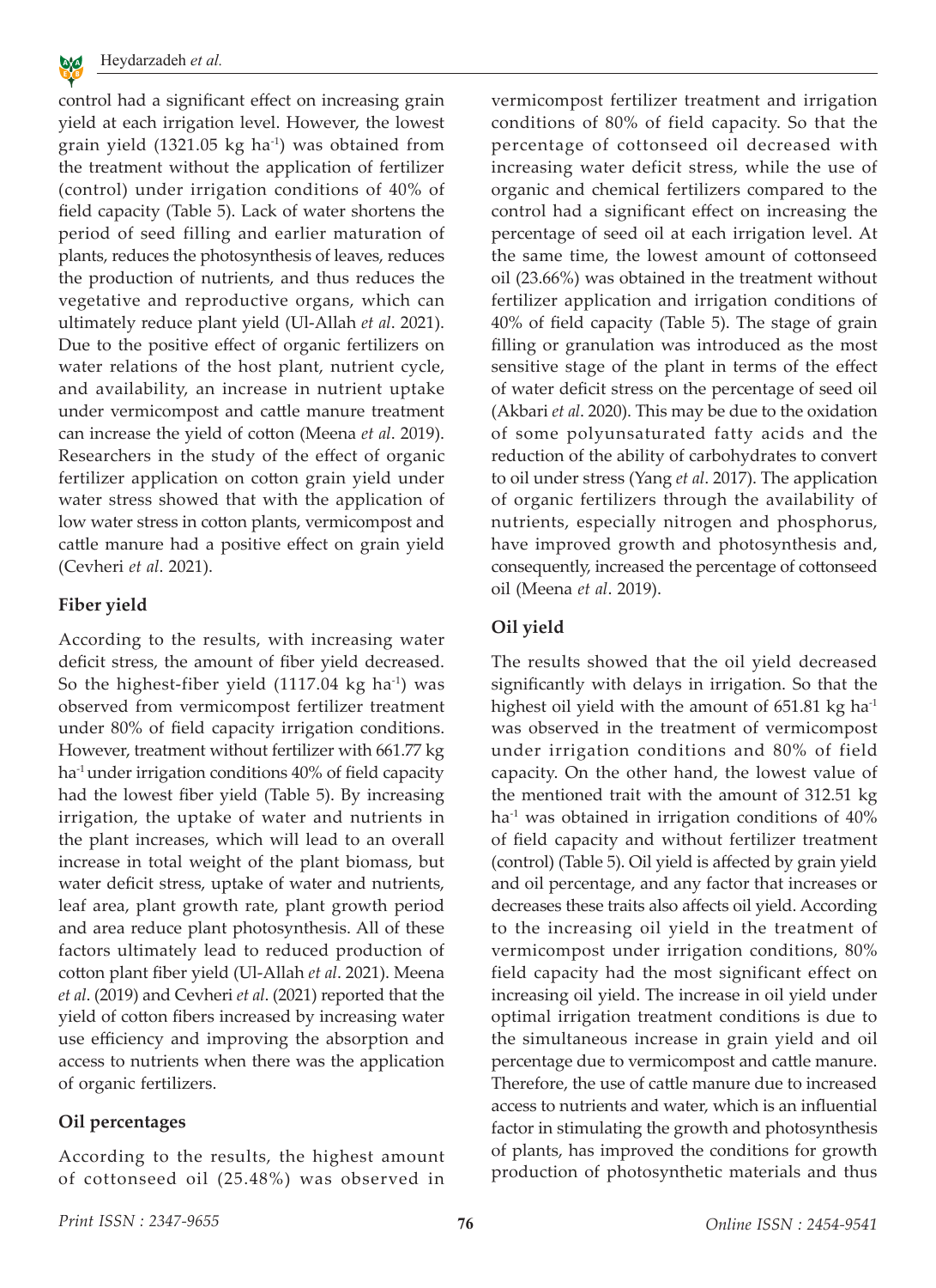control had a significant effect on increasing grain yield at each irrigation level. However, the lowest grain yield (1321.05 kg $ha^{-1}$) was obtained from the treatment without the application of fertilizer (control) under irrigation conditions of 40% of field capacity (Table 5). Lack of water shortens the period of seed filling and earlier maturation of plants, reduces the photosynthesis of leaves, reduces the production of nutrients, and thus reduces the vegetative and reproductive organs, which can ultimately reduce plant yield (Ul-Allah *et al*. 2021). Due to the positive effect of organic fertilizers on water relations of the host plant, nutrient cycle, and availability, an increase in nutrient uptake under vermicompost and cattle manure treatment can increase the yield of cotton (Meena *et al*. 2019). Researchers in the study of the effect of organic fertilizer application on cotton grain yield under water stress showed that with the application of low water stress in cotton plants, vermicompost and cattle manure had a positive effect on grain yield (Cevheri *et al*. 2021).

## Fiber yield

According to the results, with increasing water deficit stress, the amount of fiber yield decreased. So the highest-fiber yield (1117.04 kg $ha^{-1}$) was observed from vermicompost fertilizer treatment under 80% of field capacity irrigation conditions. However, treatment without fertilizer with 661.77 kg $ha^{-1}$ under irrigation conditions 40% of field capacity had the lowest fiber yield (Table 5). By increasing irrigation, the uptake of water and nutrients in the plant increases, which will lead to an overall increase in total weight of the plant biomass, but water deficit stress, uptake of water and nutrients, leaf area, plant growth rate, plant growth period and area reduce plant photosynthesis. All of these factors ultimately lead to reduced production of cotton plant fiber yield (Ul-Allah *et al*. 2021). Meena *et al*. (2019) and Cevheri *et al*. (2021) reported that the yield of cotton fibers increased by increasing water use efficiency and improving the absorption and access to nutrients when there was the application of organic fertilizers.

## Oil percentages

According to the results, the highest amount of cottonseed oil (25.48%) was observed in vermicompost fertilizer treatment and irrigation conditions of 80% of field capacity. So that the percentage of cottonseed oil decreased with increasing water deficit stress, while the use of organic and chemical fertilizers compared to the control had a significant effect on increasing the percentage of seed oil at each irrigation level. At the same time, the lowest amount of cottonseed oil (23.66%) was obtained in the treatment without fertilizer application and irrigation conditions of 40% of field capacity (Table 5). The stage of grain filling or granulation was introduced as the most sensitive stage of the plant in terms of the effect of water deficit stress on the percentage of seed oil (Akbari *et al*. 2020). This may be due to the oxidation of some polyunsaturated fatty acids and the reduction of the ability of carbohydrates to convert to oil under stress (Yang *et al*. 2017). The application of organic fertilizers through the availability of nutrients, especially nitrogen and phosphorus, have improved growth and photosynthesis and, consequently, increased the percentage of cottonseed oil (Meena *et al*. 2019).

## Oil yield

The results showed that the oil yield decreased significantly with delays in irrigation. So that the highest oil yield with the amount of 651.81 kg $ha^{-1}$ was observed in the treatment of vermicompost under irrigation conditions and 80% of field capacity. On the other hand, the lowest value of the mentioned trait with the amount of 312.51 kg $ha^{-1}$ was obtained in irrigation conditions of 40% of field capacity and without fertilizer treatment (control) (Table 5). Oil yield is affected by grain yield and oil percentage, and any factor that increases or decreases these traits also affects oil yield. According to the increasing oil yield in the treatment of vermicompost under irrigation conditions, 80% field capacity had the most significant effect on increasing oil yield. The increase in oil yield under optimal irrigation treatment conditions is due to the simultaneous increase in grain yield and oil percentage due to vermicompost and cattle manure. Therefore, the use of cattle manure due to increased access to nutrients and water, which is an influential factor in stimulating the growth and photosynthesis of plants, has improved the conditions for growth production of photosynthetic materials and thus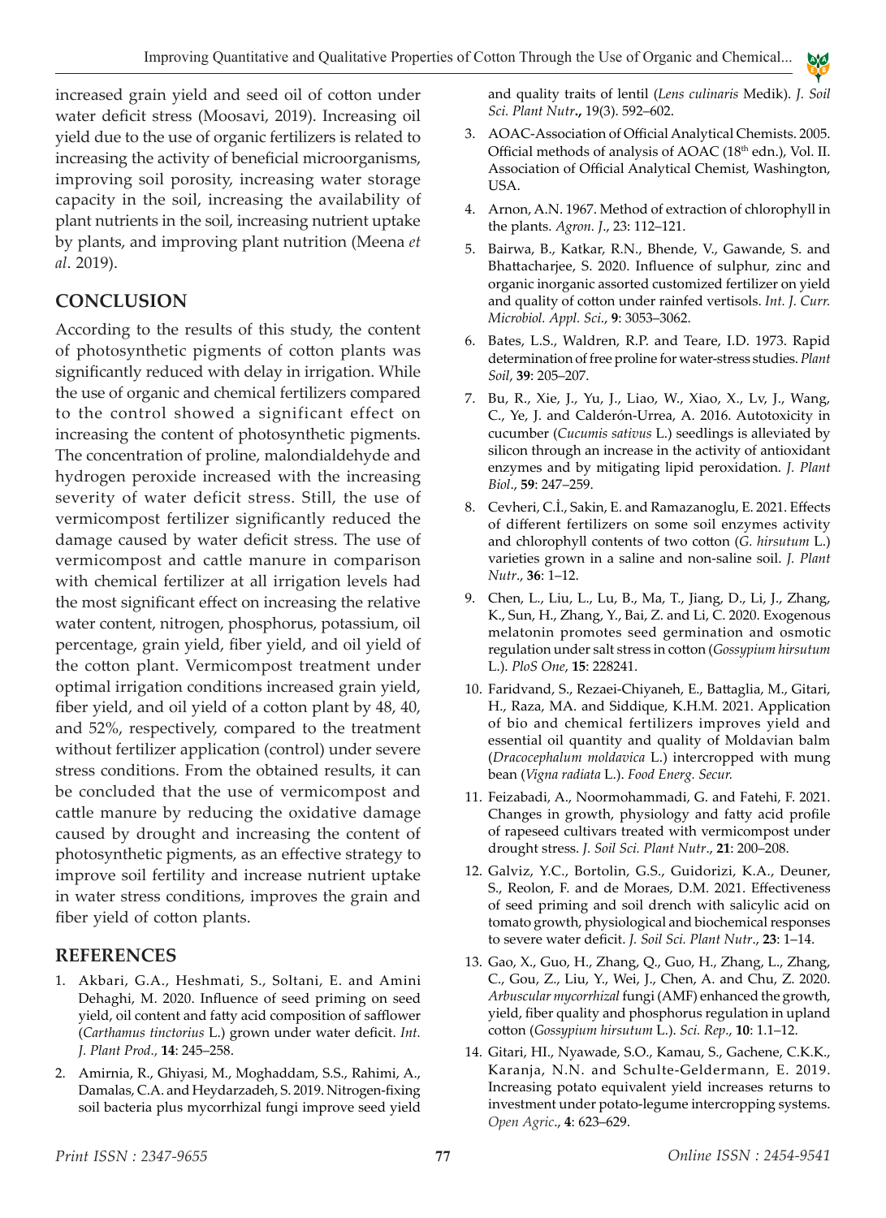increased grain yield and seed oil of cotton under water deficit stress (Moosavi, 2019). Increasing oil yield due to the use of organic fertilizers is related to increasing the activity of beneficial microorganisms, improving soil porosity, increasing water storage capacity in the soil, increasing the availability of plant nutrients in the soil, increasing nutrient uptake by plants, and improving plant nutrition (Meena *et al*. 2019).

## CONCLUSION

According to the results of this study, the content of photosynthetic pigments of cotton plants was significantly reduced with delay in irrigation. While the use of organic and chemical fertilizers compared to the control showed a significant effect on increasing the content of photosynthetic pigments. The concentration of proline, malondialdehyde and hydrogen peroxide increased with the increasing severity of water deficit stress. Still, the use of vermicompost fertilizer significantly reduced the damage caused by water deficit stress. The use of vermicompost and cattle manure in comparison with chemical fertilizer at all irrigation levels had the most significant effect on increasing the relative water content, nitrogen, phosphorus, potassium, oil percentage, grain yield, fiber yield, and oil yield of the cotton plant. Vermicompost treatment under optimal irrigation conditions increased grain yield, fiber yield, and oil yield of a cotton plant by 48, 40, and 52%, respectively, compared to the treatment without fertilizer application (control) under severe stress conditions. From the obtained results, it can be concluded that the use of vermicompost and cattle manure by reducing the oxidative damage caused by drought and increasing the content of photosynthetic pigments, as an effective strategy to improve soil fertility and increase nutrient uptake in water stress conditions, improves the grain and fiber yield of cotton plants.

## REFERENCES

1. Akbari, G.A., Heshmati, S., Soltani, E. and Amini Dehaghi, M. 2020. Influence of seed priming on seed yield, oil content and fatty acid composition of safflower (*Carthamus tinctorius* L.) grown under water deficit. *Int. J. Plant Prod.*, **14**: 245–258.
2. Amirnia, R., Ghiyasi, M., Moghaddam, S.S., Rahimi, A., Damalas, C.A. and Heydarzadeh, S. 2019. Nitrogen-fixing soil bacteria plus mycorrhizal fungi improve seed yield and quality traits of lentil (*Lens culinaris* Medik). *J. Soil Sci. Plant Nutr***.**, 19(3). 592–602.
3. AOAC-Association of Official Analytical Chemists. 2005. Official methods of analysis of AOAC (18th edn.), Vol. II. Association of Official Analytical Chemist, Washington, USA.
4. Arnon, A.N. 1967. Method of extraction of chlorophyll in the plants. *Agron. J*., 23: 112–121.
5. Bairwa, B., Katkar, R.N., Bhende, V., Gawande, S. and Bhattacharjee, S. 2020. Influence of sulphur, zinc and organic inorganic assorted customized fertilizer on yield and quality of cotton under rainfed vertisols. *Int. J. Curr. Microbiol. Appl. Sci*., **9**: 3053–3062.
6. Bates, L.S., Waldren, R.P. and Teare, I.D. 1973. Rapid determination of free proline for water-stress studies. *Plant Soil*, **39**: 205–207.
7. Bu, R., Xie, J., Yu, J., Liao, W., Xiao, X., Lv, J., Wang, C., Ye, J. and Calderón-Urrea, A. 2016. Autotoxicity in cucumber (*Cucumis sativus* L.) seedlings is alleviated by silicon through an increase in the activity of antioxidant enzymes and by mitigating lipid peroxidation. *J. Plant Biol*., **59**: 247–259.
8. Cevheri, C.İ., Sakin, E. and Ramazanoglu, E. 2021. Effects of different fertilizers on some soil enzymes activity and chlorophyll contents of two cotton (*G. hirsutum* L.) varieties grown in a saline and non-saline soil. *J. Plant Nutr*., **36**: 1–12.
9. Chen, L., Liu, L., Lu, B., Ma, T., Jiang, D., Li, J., Zhang, K., Sun, H., Zhang, Y., Bai, Z. and Li, C. 2020. Exogenous melatonin promotes seed germination and osmotic regulation under salt stress in cotton (*Gossypium hirsutum* L.). *PloS One*, **15**: 228241.
10. Faridvand, S., Rezaei-Chiyaneh, E., Battaglia, M., Gitari, H., Raza, MA. and Siddique, K.H.M. 2021. Application of bio and chemical fertilizers improves yield and essential oil quantity and quality of Moldavian balm (*Dracocephalum moldavica* L.) intercropped with mung bean (*Vigna radiata* L.). *Food Energ. Secur.*
11. Feizabadi, A., Noormohammadi, G. and Fatehi, F. 2021. Changes in growth, physiology and fatty acid profile of rapeseed cultivars treated with vermicompost under drought stress. *J. Soil Sci. Plant Nutr*., **21**: 200–208.
12. Galviz, Y.C., Bortolin, G.S., Guidorizi, K.A., Deuner, S., Reolon, F. and de Moraes, D.M. 2021. Effectiveness of seed priming and soil drench with salicylic acid on tomato growth, physiological and biochemical responses to severe water deficit. *J. Soil Sci. Plant Nutr*., **23**: 1–14.
13. Gao, X., Guo, H., Zhang, Q., Guo, H., Zhang, L., Zhang, C., Gou, Z., Liu, Y., Wei, J., Chen, A. and Chu, Z. 2020. *Arbuscular mycorrhizal* fungi (AMF) enhanced the growth, yield, fiber quality and phosphorus regulation in upland cotton (*Gossypium hirsutum* L.). *Sci. Rep*., **10**: 1.1–12.
14. Gitari, HI., Nyawade, S.O., Kamau, S., Gachene, C.K.K., Karanja, N.N. and Schulte-Geldermann, E. 2019. Increasing potato equivalent yield increases returns to investment under potato-legume intercropping systems. *Open Agric*., **4**: 623–629.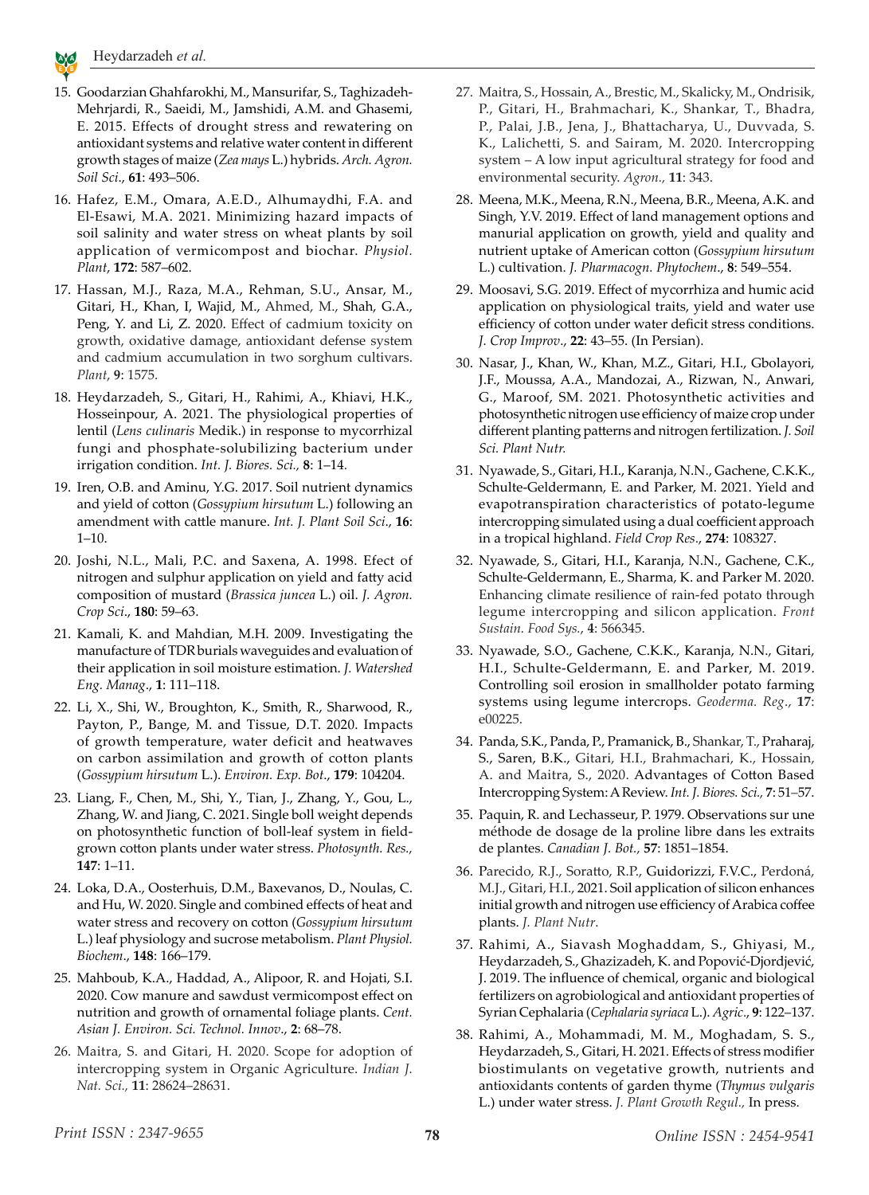15. Goodarzian Ghahfarokhi, M., Mansurifar, S., Taghizadeh-Mehrjardi, R., Saeidi, M., Jamshidi, A.M. and Ghasemi, E. 2015. Effects of drought stress and rewatering on antioxidant systems and relative water content in different growth stages of maize (*Zea mays* L.) hybrids. *Arch. Agron. Soil Sci*., **61**: 493–506.
16. Hafez, E.M., Omara, A.E.D., Alhumaydhi, F.A. and El-Esawi, M.A. 2021. Minimizing hazard impacts of soil salinity and water stress on wheat plants by soil application of vermicompost and biochar. *Physiol. Plant*, **172**: 587–602.
17. Hassan, M.J., Raza, M.A., Rehman, S.U., Ansar, M., Gitari, H., Khan, I, Wajid, M., Ahmed, M., Shah, G.A., Peng, Y. and Li, Z. 2020. Effect of cadmium toxicity on growth, oxidative damage, antioxidant defense system and cadmium accumulation in two sorghum cultivars. *Plant*, **9**: 1575.
18. Heydarzadeh, S., Gitari, H., Rahimi, A., Khiavi, H.K., Hosseinpour, A. 2021. The physiological properties of lentil (*Lens culinaris* Medik.) in response to mycorrhizal fungi and phosphate-solubilizing bacterium under irrigation condition. *Int. J. Biores. Sci.,* **8**: 1–14.
19. Iren, O.B. and Aminu, Y.G. 2017. Soil nutrient dynamics and yield of cotton (*Gossypium hirsutum* L.) following an amendment with cattle manure. *Int. J. Plant Soil Sci*., **16**: 1–10.
20. Joshi, N.L., Mali, P.C. and Saxena, A. 1998. Efect of nitrogen and sulphur application on yield and fatty acid composition of mustard (*Brassica juncea* L.) oil. *J. Agron. Crop Sci*., **180**: 59–63.
21. Kamali, K. and Mahdian, M.H. 2009. Investigating the manufacture of TDR burials waveguides and evaluation of their application in soil moisture estimation. *J. Watershed Eng. Manag*., **1**: 111–118.
22. Li, X., Shi, W., Broughton, K., Smith, R., Sharwood, R., Payton, P., Bange, M. and Tissue, D.T. 2020. Impacts of growth temperature, water deficit and heatwaves on carbon assimilation and growth of cotton plants (*Gossypium hirsutum* L.). *Environ. Exp. Bot*., **179**: 104204.
23. Liang, F., Chen, M., Shi, Y., Tian, J., Zhang, Y., Gou, L., Zhang, W. and Jiang, C. 2021. Single boll weight depends on photosynthetic function of boll-leaf system in field-grown cotton plants under water stress. *Photosynth. Res.,* **147**: 1–11.
24. Loka, D.A., Oosterhuis, D.M., Baxevanos, D., Noulas, C. and Hu, W. 2020. Single and combined effects of heat and water stress and recovery on cotton (*Gossypium hirsutum* L.) leaf physiology and sucrose metabolism. *Plant Physiol. Biochem*., **148**: 166–179.
25. Mahboub, K.A., Haddad, A., Alipoor, R. and Hojati, S.I. 2020. Cow manure and sawdust vermicompost effect on nutrition and growth of ornamental foliage plants. *Cent. Asian J. Environ. Sci. Technol. Innov*., **2**: 68–78.
26. Maitra, S. and Gitari, H. 2020. Scope for adoption of intercropping system in Organic Agriculture. *Indian J. Nat. Sci.,* **11**: 28624–28631.
27. Maitra, S., Hossain, A., Brestic, M., Skalicky, M., Ondrisik, P., Gitari, H., Brahmachari, K., Shankar, T., Bhadra, P., Palai, J.B., Jena, J., Bhattacharya, U., Duvvada, S. K., Lalichetti, S. and Sairam, M. 2020. Intercropping system – A low input agricultural strategy for food and environmental security. *Agron.,* **11**: 343.
28. Meena, M.K., Meena, R.N., Meena, B.R., Meena, A.K. and Singh, Y.V. 2019. Effect of land management options and manurial application on growth, yield and quality and nutrient uptake of American cotton (*Gossypium hirsutum* L.) cultivation. *J. Pharmacogn. Phytochem*., **8**: 549–554.
29. Moosavi, S.G. 2019. Effect of mycorrhiza and humic acid application on physiological traits, yield and water use efficiency of cotton under water deficit stress conditions. *J. Crop Improv*., **22**: 43–55. (In Persian).
30. Nasar, J., Khan, W., Khan, M.Z., Gitari, H.I., Gbolayori, J.F., Moussa, A.A., Mandozai, A., Rizwan, N., Anwari, G., Maroof, SM. 2021. Photosynthetic activities and photosynthetic nitrogen use efficiency of maize crop under different planting patterns and nitrogen fertilization. *J. Soil Sci. Plant Nutr.*
31. Nyawade, S., Gitari, H.I., Karanja, N.N., Gachene, C.K.K., Schulte-Geldermann, E. and Parker, M. 2021. Yield and evapotranspiration characteristics of potato-legume intercropping simulated using a dual coefficient approach in a tropical highland. *Field Crop Res*., **274**: 108327.
32. Nyawade, S., Gitari, H.I., Karanja, N.N., Gachene, C.K., Schulte-Geldermann, E., Sharma, K. and Parker M. 2020. Enhancing climate resilience of rain-fed potato through legume intercropping and silicon application. *Front Sustain. Food Sys.,* **4**: 566345.
33. Nyawade, S.O., Gachene, C.K.K., Karanja, N.N., Gitari, H.I., Schulte-Geldermann, E. and Parker, M. 2019. Controlling soil erosion in smallholder potato farming systems using legume intercrops. *Geoderma. Reg*., **17**: e00225.
34. Panda, S.K., Panda, P., Pramanick, B., Shankar, T., Praharaj, S., Saren, B.K., Gitari, H.I., Brahmachari, K., Hossain, A. and Maitra, S., 2020. Advantages of Cotton Based Intercropping System: A Review. *Int. J. Biores. Sci.*, **7**: 51–57.
35. Paquin, R. and Lechasseur, P. 1979. Observations sur une méthode de dosage de la proline libre dans les extraits de plantes. *Canadian J. Bot.,* **57**: 1851–1854.
36. Parecido, R.J., Soratto, R.P., Guidorizzi, F.V.C., Perdoná, M.J., Gitari, H.I., 2021. Soil application of silicon enhances initial growth and nitrogen use efficiency of Arabica coffee plants. *J. Plant Nutr*.
37. Rahimi, A., Siavash Moghaddam, S., Ghiyasi, M., Heydarzadeh, S., Ghazizadeh, K. and Popović-Djordjević, J. 2019. The influence of chemical, organic and biological fertilizers on agrobiological and antioxidant properties of Syrian Cephalaria (*Cephalaria syriaca* L.). *Agric*., **9**: 122–137.
38. Rahimi, A., Mohammadi, M. M., Moghadam, S. S., Heydarzadeh, S., Gitari, H. 2021. Effects of stress modifier biostimulants on vegetative growth, nutrients and antioxidants contents of garden thyme (*Thymus vulgaris* L.) under water stress. *J. Plant Growth Regul.,* In press.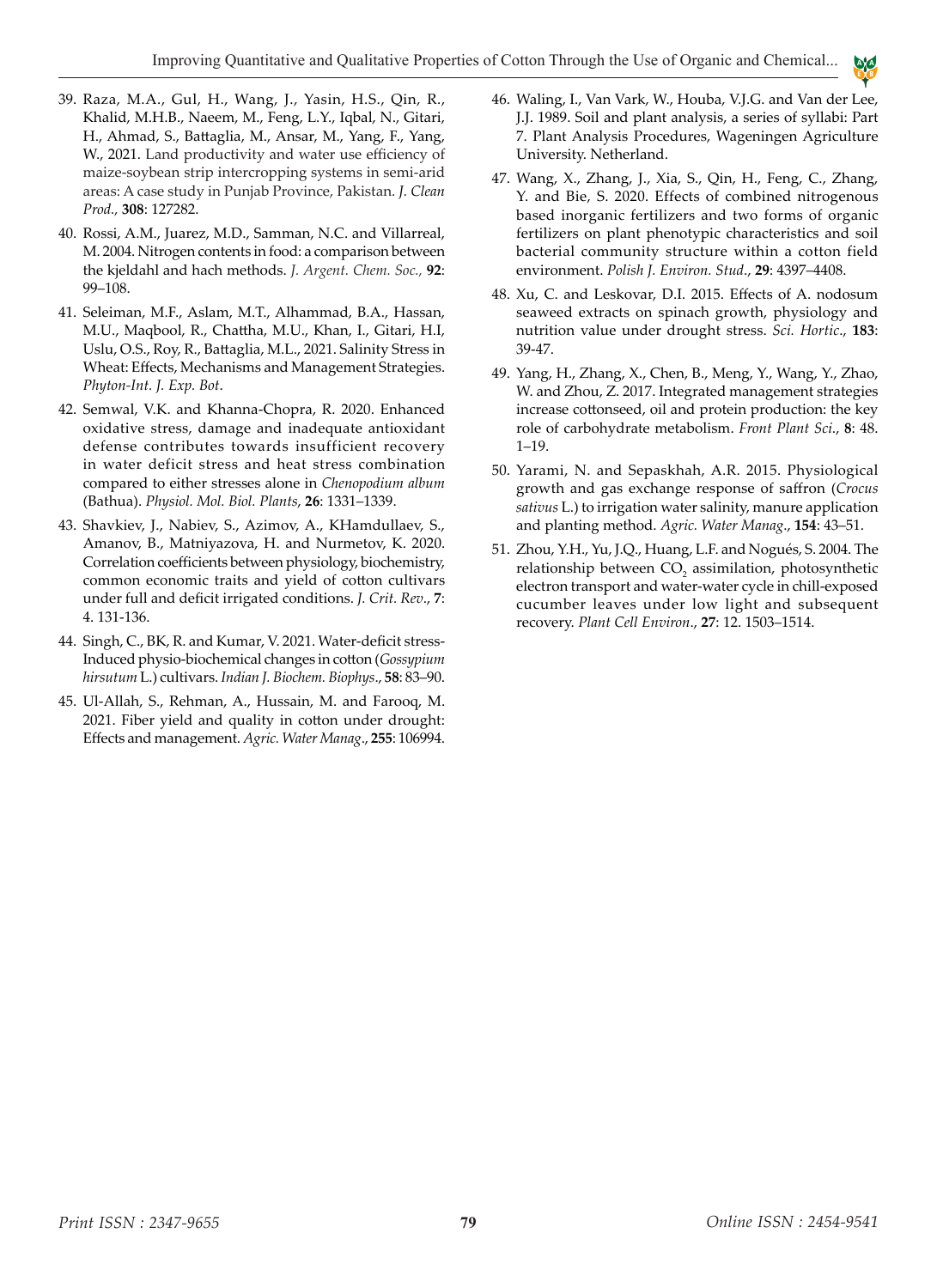39. Raza, M.A., Gul, H., Wang, J., Yasin, H.S., Qin, R., Khalid, M.H.B., Naeem, M., Feng, L.Y., Iqbal, N., Gitari, H., Ahmad, S., Battaglia, M., Ansar, M., Yang, F., Yang, W., 2021. Land productivity and water use efficiency of maize-soybean strip intercropping systems in semi-arid areas: A case study in Punjab Province, Pakistan. *J. Clean Prod.,* **308**: 127282.

40. Rossi, A.M., Juarez, M.D., Samman, N.C. and Villarreal, M. 2004. Nitrogen contents in food: a comparison between the kjeldahl and hach methods. *J. Argent. Chem. Soc.,* **92**: 99–108.

41. Seleiman, M.F., Aslam, M.T., Alhammad, B.A., Hassan, M.U., Maqbool, R., Chattha, M.U., Khan, I., Gitari, H.I, Uslu, O.S., Roy, R., Battaglia, M.L., 2021. Salinity Stress in Wheat: Effects, Mechanisms and Management Strategies. *Phyton-Int. J. Exp. Bot*.

42. Semwal, V.K. and Khanna-Chopra, R. 2020. Enhanced oxidative stress, damage and inadequate antioxidant defense contributes towards insufficient recovery in water deficit stress and heat stress combination compared to either stresses alone in *Chenopodium album* (Bathua). *Physiol. Mol. Biol. Plants*, **26**: 1331–1339.

43. Shavkiev, J., Nabiev, S., Azimov, A., KHamdullaev, S., Amanov, B., Matniyazova, H. and Nurmetov, K. 2020. Correlation coefficients between physiology, biochemistry, common economic traits and yield of cotton cultivars under full and deficit irrigated conditions. *J. Crit. Rev*., **7**: 4. 131-136.

44. Singh, C., BK, R. and Kumar, V. 2021. Water-deficit stress-Induced physio-biochemical changes in cotton (*Gossypium hirsutum* L.) cultivars. *Indian J. Biochem. Biophys*., **58**: 83–90.

45. Ul-Allah, S., Rehman, A., Hussain, M. and Farooq, M. 2021. Fiber yield and quality in cotton under drought: Effects and management. *Agric. Water Manag*., **255**: 106994.

46. Waling, I., Van Vark, W., Houba, V.J.G. and Van der Lee, J.J. 1989. Soil and plant analysis, a series of syllabi: Part 7. Plant Analysis Procedures, Wageningen Agriculture University. Netherland.

47. Wang, X., Zhang, J., Xia, S., Qin, H., Feng, C., Zhang, Y. and Bie, S. 2020. Effects of combined nitrogenous based inorganic fertilizers and two forms of organic fertilizers on plant phenotypic characteristics and soil bacterial community structure within a cotton field environment. *Polish J. Environ. Stud*., **29**: 4397–4408.

48. Xu, C. and Leskovar, D.I. 2015. Effects of A. nodosum seaweed extracts on spinach growth, physiology and nutrition value under drought stress. *Sci. Hortic*., **183**: 39-47.

49. Yang, H., Zhang, X., Chen, B., Meng, Y., Wang, Y., Zhao, W. and Zhou, Z. 2017. Integrated management strategies increase cottonseed, oil and protein production: the key role of carbohydrate metabolism. *Front Plant Sci*., **8**: 48. 1–19.

50. Yarami, N. and Sepaskhah, A.R. 2015. Physiological growth and gas exchange response of saffron (*Crocus sativus* L.) to irrigation water salinity, manure application and planting method. *Agric. Water Manag*., **154**: 43–51.

51. Zhou, Y.H., Yu, J.Q., Huang, L.F. and Nogués, S. 2004. The relationship between $CO_2$ assimilation, photosynthetic electron transport and water-water cycle in chill-exposed cucumber leaves under low light and subsequent recovery. *Plant Cell Environ*., **27**: 12. 1503–1514.